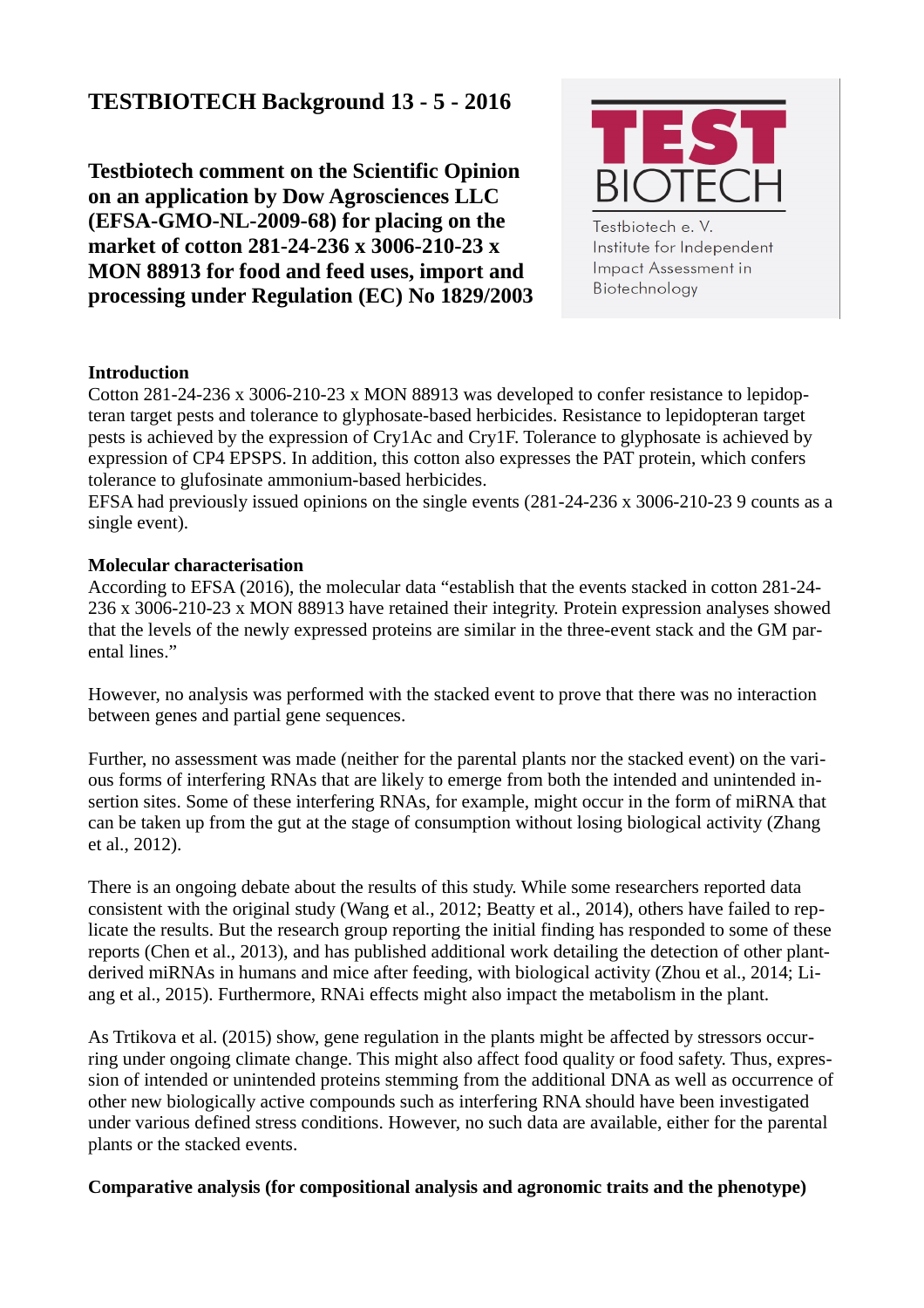# TESTBIOTECH Background 13 - 5 - 2016

## Testbiotech comment on the Scientific Opinion on an application by Dow Agrosciences LLC (EFSA-GMO-NL-2009-68) for placing on the market of cotton 281-24-236 x 3006-210-23 x MON 88913 for food and feed uses, import and processing under Regulation (EC) No 1829/2003

TEST BIOTECH

Testbiotech e. V.
Institute for Independent Impact Assessment in Biotechnology

### Introduction

Cotton 281-24-236 x 3006-210-23 x MON 88913 was developed to confer resistance to lepidopteran target pests and tolerance to glyphosate-based herbicides. Resistance to lepidopteran target pests is achieved by the expression of Cry1Ac and Cry1F. Tolerance to glyphosate is achieved by expression of CP4 EPSPS. In addition, this cotton also expresses the PAT protein, which confers tolerance to glufosinate ammonium-based herbicides.
EFSA had previously issued opinions on the single events (281-24-236 x 3006-210-23 9 counts as a single event).

### Molecular characterisation

According to EFSA (2016), the molecular data "establish that the events stacked in cotton 281-24-236 x 3006-210-23 x MON 88913 have retained their integrity. Protein expression analyses showed that the levels of the newly expressed proteins are similar in the three-event stack and the GM parental lines."

However, no analysis was performed with the stacked event to prove that there was no interaction between genes and partial gene sequences.

Further, no assessment was made (neither for the parental plants nor the stacked event) on the various forms of interfering RNAs that are likely to emerge from both the intended and unintended insertion sites. Some of these interfering RNAs, for example, might occur in the form of miRNA that can be taken up from the gut at the stage of consumption without losing biological activity (Zhang et al., 2012).

There is an ongoing debate about the results of this study. While some researchers reported data consistent with the original study (Wang et al., 2012; Beatty et al., 2014), others have failed to replicate the results. But the research group reporting the initial finding has responded to some of these reports (Chen et al., 2013), and has published additional work detailing the detection of other plant-derived miRNAs in humans and mice after feeding, with biological activity (Zhou et al., 2014; Liang et al., 2015). Furthermore, RNAi effects might also impact the metabolism in the plant.

As Trtikova et al. (2015) show, gene regulation in the plants might be affected by stressors occurring under ongoing climate change. This might also affect food quality or food safety. Thus, expression of intended or unintended proteins stemming from the additional DNA as well as occurrence of other new biologically active compounds such as interfering RNA should have been investigated under various defined stress conditions. However, no such data are available, either for the parental plants or the stacked events.

### Comparative analysis (for compositional analysis and agronomic traits and the phenotype)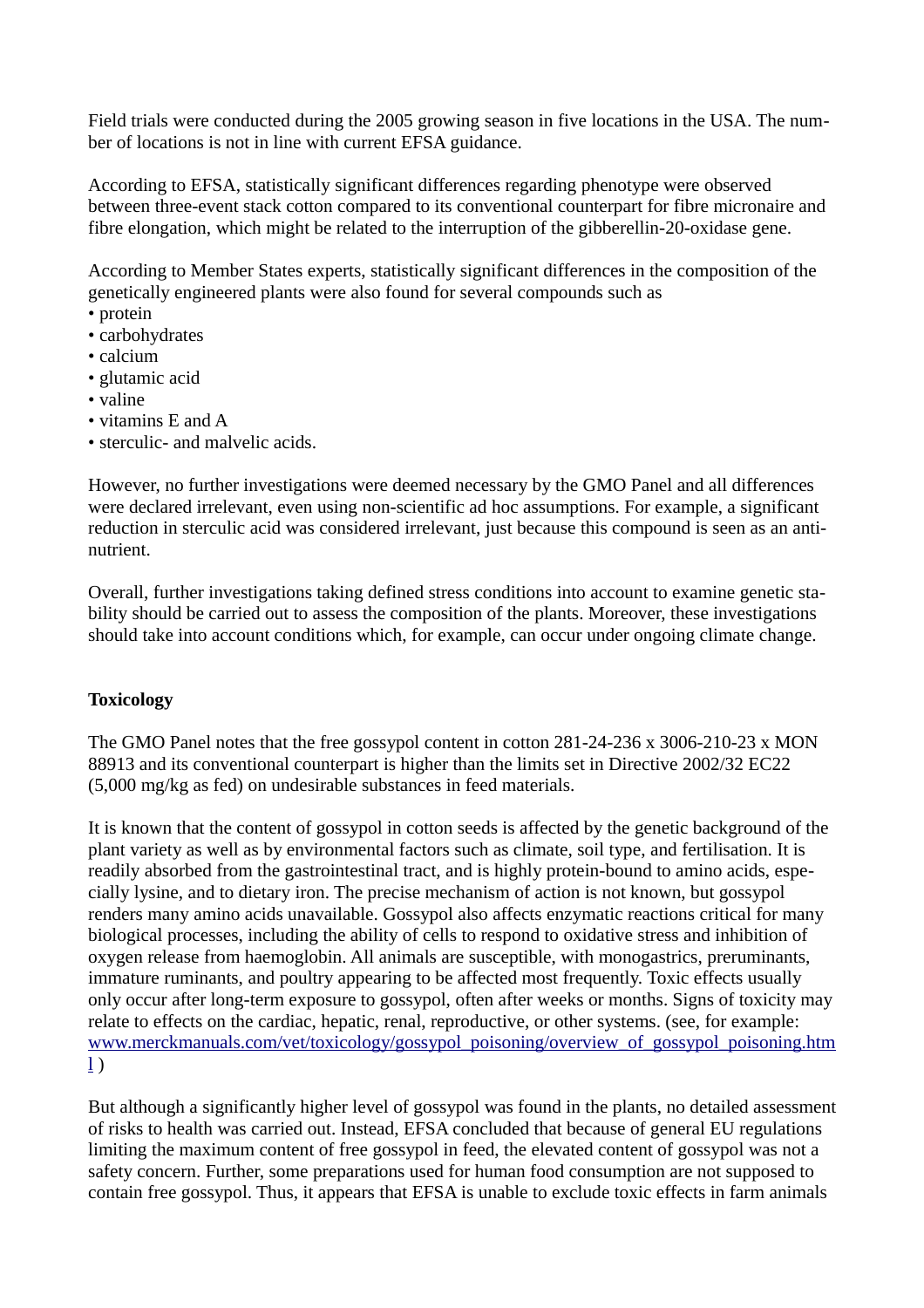Field trials were conducted during the 2005 growing season in five locations in the USA. The number of locations is not in line with current EFSA guidance.

According to EFSA, statistically significant differences regarding phenotype were observed between three-event stack cotton compared to its conventional counterpart for fibre micronaire and fibre elongation, which might be related to the interruption of the gibberellin-20-oxidase gene.

According to Member States experts, statistically significant differences in the composition of the genetically engineered plants were also found for several compounds such as

- protein
- carbohydrates
- calcium
- glutamic acid
- valine
- vitamins E and A
- sterculic- and malvelic acids.

However, no further investigations were deemed necessary by the GMO Panel and all differences were declared irrelevant, even using non-scientific ad hoc assumptions. For example, a significant reduction in sterculic acid was considered irrelevant, just because this compound is seen as an anti-nutrient.

Overall, further investigations taking defined stress conditions into account to examine genetic stability should be carried out to assess the composition of the plants. Moreover, these investigations should take into account conditions which, for example, can occur under ongoing climate change.

**Toxicology**

The GMO Panel notes that the free gossypol content in cotton 281-24-236 x 3006-210-23 x MON 88913 and its conventional counterpart is higher than the limits set in Directive 2002/32 EC22 (5,000 mg/kg as fed) on undesirable substances in feed materials.

It is known that the content of gossypol in cotton seeds is affected by the genetic background of the plant variety as well as by environmental factors such as climate, soil type, and fertilisation. It is readily absorbed from the gastrointestinal tract, and is highly protein-bound to amino acids, especially lysine, and to dietary iron. The precise mechanism of action is not known, but gossypol renders many amino acids unavailable. Gossypol also affects enzymatic reactions critical for many biological processes, including the ability of cells to respond to oxidative stress and inhibition of oxygen release from haemoglobin. All animals are susceptible, with monogastrics, preruminants, immature ruminants, and poultry appearing to be affected most frequently. Toxic effects usually only occur after long-term exposure to gossypol, often after weeks or months. Signs of toxicity may relate to effects on the cardiac, hepatic, renal, reproductive, or other systems. (see, for example: [www.merckmanuals.com/vet/toxicology/gossypol_poisoning/overview_of_gossypol_poisoning.html](www.merckmanuals.com/vet/toxicology/gossypol_poisoning/overview_of_gossypol_poisoning.html) )

But although a significantly higher level of gossypol was found in the plants, no detailed assessment of risks to health was carried out. Instead, EFSA concluded that because of general EU regulations limiting the maximum content of free gossypol in feed, the elevated content of gossypol was not a safety concern. Further, some preparations used for human food consumption are not supposed to contain free gossypol. Thus, it appears that EFSA is unable to exclude toxic effects in farm animals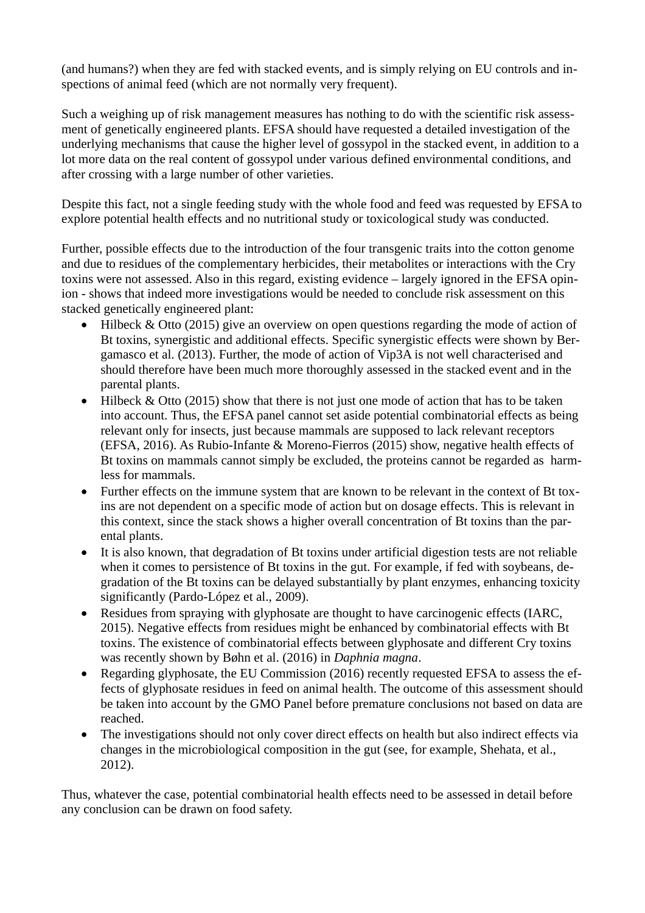(and humans?) when they are fed with stacked events, and is simply relying on EU controls and inspections of animal feed (which are not normally very frequent).

Such a weighing up of risk management measures has nothing to do with the scientific risk assessment of genetically engineered plants. EFSA should have requested a detailed investigation of the underlying mechanisms that cause the higher level of gossypol in the stacked event, in addition to a lot more data on the real content of gossypol under various defined environmental conditions, and after crossing with a large number of other varieties.

Despite this fact, not a single feeding study with the whole food and feed was requested by EFSA to explore potential health effects and no nutritional study or toxicological study was conducted.

Further, possible effects due to the introduction of the four transgenic traits into the cotton genome and due to residues of the complementary herbicides, their metabolites or interactions with the Cry toxins were not assessed. Also in this regard, existing evidence – largely ignored in the EFSA opinion - shows that indeed more investigations would be needed to conclude risk assessment on this stacked genetically engineered plant:

- Hilbeck & Otto (2015) give an overview on open questions regarding the mode of action of Bt toxins, synergistic and additional effects. Specific synergistic effects were shown by Bergamasco et al. (2013). Further, the mode of action of Vip3A is not well characterised and should therefore have been much more thoroughly assessed in the stacked event and in the parental plants.
- Hilbeck & Otto (2015) show that there is not just one mode of action that has to be taken into account. Thus, the EFSA panel cannot set aside potential combinatorial effects as being relevant only for insects, just because mammals are supposed to lack relevant receptors (EFSA, 2016). As Rubio-Infante & Moreno-Fierros (2015) show, negative health effects of Bt toxins on mammals cannot simply be excluded, the proteins cannot be regarded as harmless for mammals.
- Further effects on the immune system that are known to be relevant in the context of Bt toxins are not dependent on a specific mode of action but on dosage effects. This is relevant in this context, since the stack shows a higher overall concentration of Bt toxins than the parental plants.
- It is also known, that degradation of Bt toxins under artificial digestion tests are not reliable when it comes to persistence of Bt toxins in the gut. For example, if fed with soybeans, degradation of the Bt toxins can be delayed substantially by plant enzymes, enhancing toxicity significantly (Pardo-López et al., 2009).
- Residues from spraying with glyphosate are thought to have carcinogenic effects (IARC, 2015). Negative effects from residues might be enhanced by combinatorial effects with Bt toxins. The existence of combinatorial effects between glyphosate and different Cry toxins was recently shown by Bøhn et al. (2016) in *Daphnia magna*.
- Regarding glyphosate, the EU Commission (2016) recently requested EFSA to assess the effects of glyphosate residues in feed on animal health. The outcome of this assessment should be taken into account by the GMO Panel before premature conclusions not based on data are reached.
- The investigations should not only cover direct effects on health but also indirect effects via changes in the microbiological composition in the gut (see, for example, Shehata, et al., 2012).

Thus, whatever the case, potential combinatorial health effects need to be assessed in detail before any conclusion can be drawn on food safety.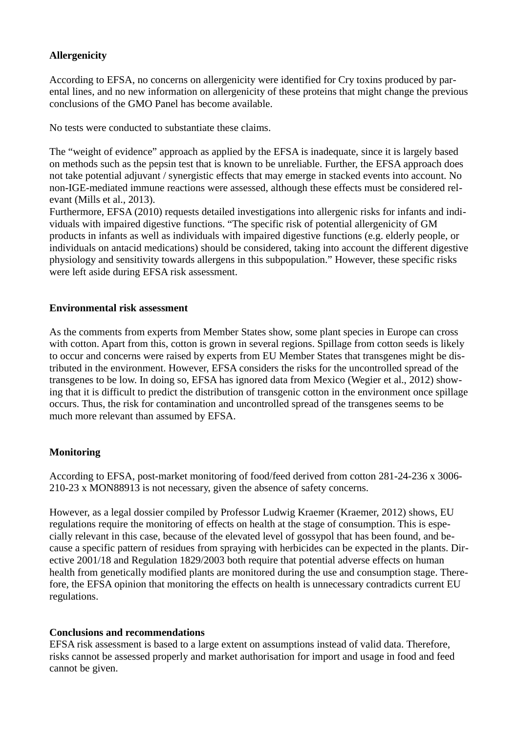**Allergenicity**

According to EFSA, no concerns on allergenicity were identified for Cry toxins produced by parental lines, and no new information on allergenicity of these proteins that might change the previous conclusions of the GMO Panel has become available.

No tests were conducted to substantiate these claims.

The "weight of evidence" approach as applied by the EFSA is inadequate, since it is largely based on methods such as the pepsin test that is known to be unreliable. Further, the EFSA approach does not take potential adjuvant / synergistic effects that may emerge in stacked events into account. No non-IGE-mediated immune reactions were assessed, although these effects must be considered relevant (Mills et al., 2013).
Furthermore, EFSA (2010) requests detailed investigations into allergenic risks for infants and individuals with impaired digestive functions. "The specific risk of potential allergenicity of GM products in infants as well as individuals with impaired digestive functions (e.g. elderly people, or individuals on antacid medications) should be considered, taking into account the different digestive physiology and sensitivity towards allergens in this subpopulation." However, these specific risks were left aside during EFSA risk assessment.

**Environmental risk assessment**

As the comments from experts from Member States show, some plant species in Europe can cross with cotton. Apart from this, cotton is grown in several regions. Spillage from cotton seeds is likely to occur and concerns were raised by experts from EU Member States that transgenes might be distributed in the environment. However, EFSA considers the risks for the uncontrolled spread of the transgenes to be low. In doing so, EFSA has ignored data from Mexico (Wegier et al., 2012) showing that it is difficult to predict the distribution of transgenic cotton in the environment once spillage occurs. Thus, the risk for contamination and uncontrolled spread of the transgenes seems to be much more relevant than assumed by EFSA.

**Monitoring**

According to EFSA, post-market monitoring of food/feed derived from cotton 281-24-236 x 3006-210-23 x MON88913 is not necessary, given the absence of safety concerns.

However, as a legal dossier compiled by Professor Ludwig Kraemer (Kraemer, 2012) shows, EU regulations require the monitoring of effects on health at the stage of consumption. This is especially relevant in this case, because of the elevated level of gossypol that has been found, and because a specific pattern of residues from spraying with herbicides can be expected in the plants. Directive 2001/18 and Regulation 1829/2003 both require that potential adverse effects on human health from genetically modified plants are monitored during the use and consumption stage. Therefore, the EFSA opinion that monitoring the effects on health is unnecessary contradicts current EU regulations.

**Conclusions and recommendations**

EFSA risk assessment is based to a large extent on assumptions instead of valid data. Therefore, risks cannot be assessed properly and market authorisation for import and usage in food and feed cannot be given.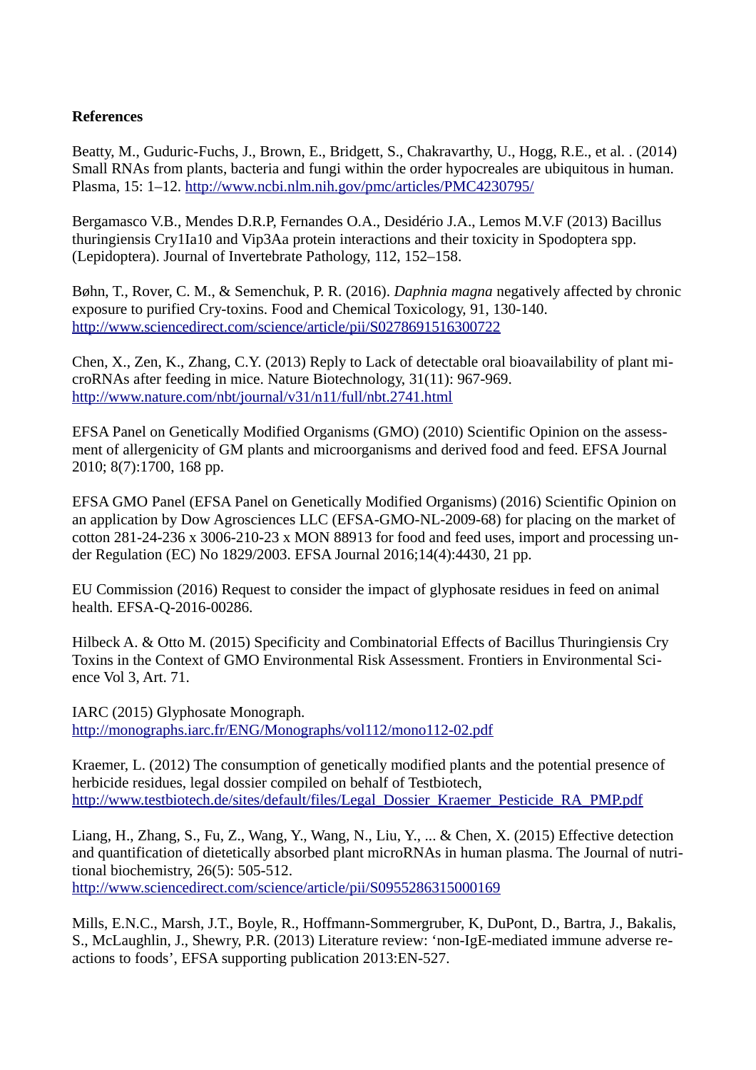**References**

Beatty, M., Guduric-Fuchs, J., Brown, E., Bridgett, S., Chakravarthy, U., Hogg, R.E., et al. . (2014) Small RNAs from plants, bacteria and fungi within the order hypocreales are ubiquitous in human. Plasma, 15: 1–12. http://www.ncbi.nlm.nih.gov/pmc/articles/PMC4230795/

Bergamasco V.B., Mendes D.R.P, Fernandes O.A., Desidério J.A., Lemos M.V.F (2013) Bacillus thuringiensis Cry1Ia10 and Vip3Aa protein interactions and their toxicity in Spodoptera spp. (Lepidoptera). Journal of Invertebrate Pathology, 112, 152–158.

Bøhn, T., Rover, C. M., & Semenchuk, P. R. (2016). *Daphnia magna* negatively affected by chronic exposure to purified Cry-toxins. Food and Chemical Toxicology, 91, 130-140. http://www.sciencedirect.com/science/article/pii/S0278691516300722

Chen, X., Zen, K., Zhang, C.Y. (2013) Reply to Lack of detectable oral bioavailability of plant microRNAs after feeding in mice. Nature Biotechnology, 31(11): 967-969. http://www.nature.com/nbt/journal/v31/n11/full/nbt.2741.html

EFSA Panel on Genetically Modified Organisms (GMO) (2010) Scientific Opinion on the assessment of allergenicity of GM plants and microorganisms and derived food and feed. EFSA Journal 2010; 8(7):1700, 168 pp.

EFSA GMO Panel (EFSA Panel on Genetically Modified Organisms) (2016) Scientific Opinion on an application by Dow Agrosciences LLC (EFSA-GMO-NL-2009-68) for placing on the market of cotton 281-24-236 x 3006-210-23 x MON 88913 for food and feed uses, import and processing under Regulation (EC) No 1829/2003. EFSA Journal 2016;14(4):4430, 21 pp.

EU Commission (2016) Request to consider the impact of glyphosate residues in feed on animal health. EFSA-Q-2016-00286.

Hilbeck A. & Otto M. (2015) Specificity and Combinatorial Effects of Bacillus Thuringiensis Cry Toxins in the Context of GMO Environmental Risk Assessment. Frontiers in Environmental Science Vol 3, Art. 71.

IARC (2015) Glyphosate Monograph. http://monographs.iarc.fr/ENG/Monographs/vol112/mono112-02.pdf

Kraemer, L. (2012) The consumption of genetically modified plants and the potential presence of herbicide residues, legal dossier compiled on behalf of Testbiotech, http://www.testbiotech.de/sites/default/files/Legal_Dossier_Kraemer_Pesticide_RA_PMP.pdf

Liang, H., Zhang, S., Fu, Z., Wang, Y., Wang, N., Liu, Y., ... & Chen, X. (2015) Effective detection and quantification of dietetically absorbed plant microRNAs in human plasma. The Journal of nutritional biochemistry, 26(5): 505-512. http://www.sciencedirect.com/science/article/pii/S0955286315000169

Mills, E.N.C., Marsh, J.T., Boyle, R., Hoffmann-Sommergruber, K, DuPont, D., Bartra, J., Bakalis, S., McLaughlin, J., Shewry, P.R. (2013) Literature review: 'non-IgE-mediated immune adverse reactions to foods', EFSA supporting publication 2013:EN-527.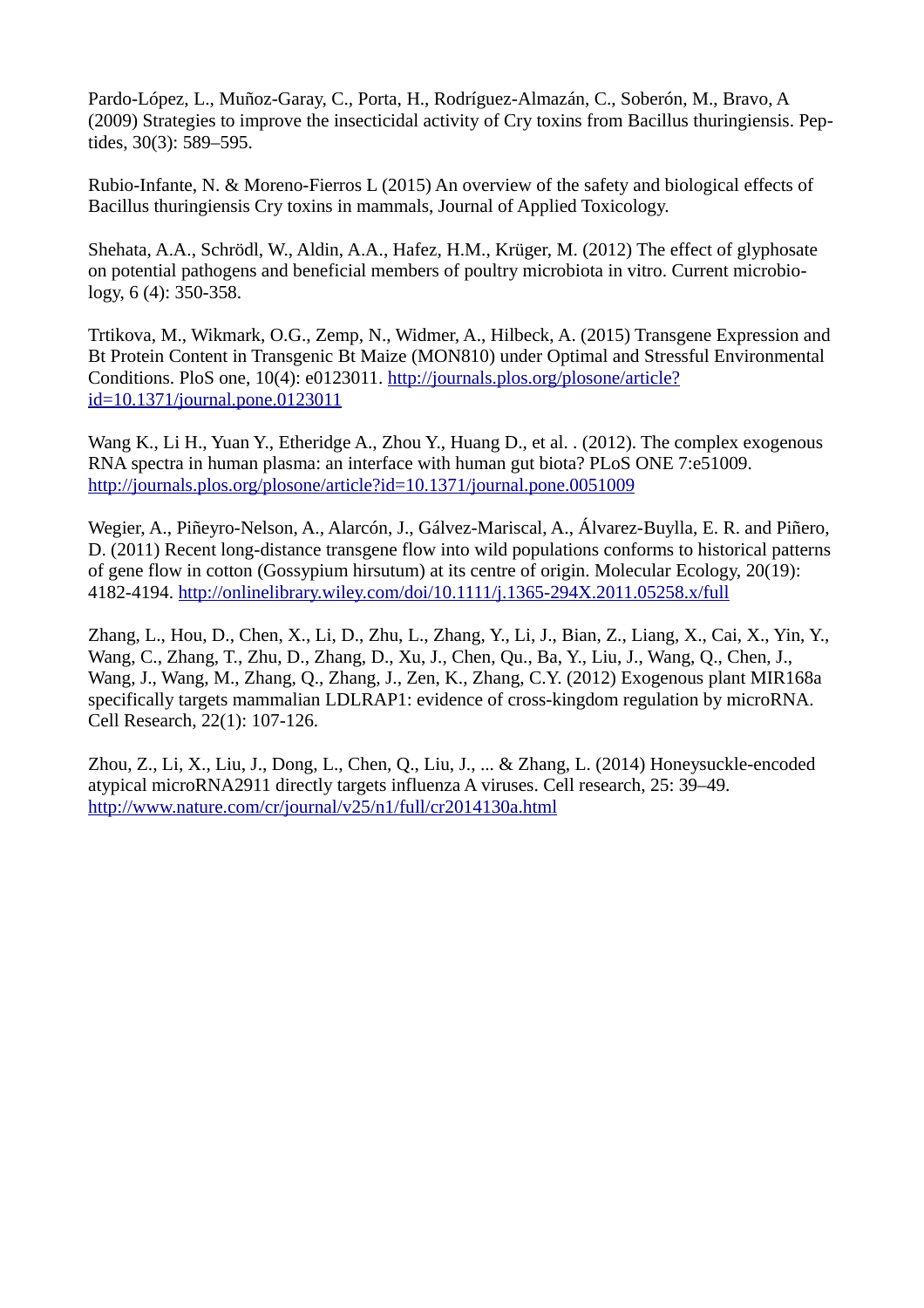Pardo-López, L., Muñoz-Garay, C., Porta, H., Rodríguez-Almazán, C., Soberón, M., Bravo, A (2009) Strategies to improve the insecticidal activity of Cry toxins from Bacillus thuringiensis. Peptides, 30(3): 589–595.

Rubio-Infante, N. & Moreno-Fierros L (2015) An overview of the safety and biological effects of Bacillus thuringiensis Cry toxins in mammals, Journal of Applied Toxicology.

Shehata, A.A., Schrödl, W., Aldin, A.A., Hafez, H.M., Krüger, M. (2012) The effect of glyphosate on potential pathogens and beneficial members of poultry microbiota in vitro. Current microbiology, 6 (4): 350-358.

Trtikova, M., Wikmark, O.G., Zemp, N., Widmer, A., Hilbeck, A. (2015) Transgene Expression and Bt Protein Content in Transgenic Bt Maize (MON810) under Optimal and Stressful Environmental Conditions. PloS one, 10(4): e0123011. http://journals.plos.org/plosone/article?id=10.1371/journal.pone.0123011

Wang K., Li H., Yuan Y., Etheridge A., Zhou Y., Huang D., et al. . (2012). The complex exogenous RNA spectra in human plasma: an interface with human gut biota? PLoS ONE 7:e51009. http://journals.plos.org/plosone/article?id=10.1371/journal.pone.0051009

Wegier, A., Piñeyro-Nelson, A., Alarcón, J., Gálvez-Mariscal, A., Álvarez-Buylla, E. R. and Piñero, D. (2011) Recent long-distance transgene flow into wild populations conforms to historical patterns of gene flow in cotton (Gossypium hirsutum) at its centre of origin. Molecular Ecology, 20(19): 4182-4194. http://onlinelibrary.wiley.com/doi/10.1111/j.1365-294X.2011.05258.x/full

Zhang, L., Hou, D., Chen, X., Li, D., Zhu, L., Zhang, Y., Li, J., Bian, Z., Liang, X., Cai, X., Yin, Y., Wang, C., Zhang, T., Zhu, D., Zhang, D., Xu, J., Chen, Qu., Ba, Y., Liu, J., Wang, Q., Chen, J., Wang, J., Wang, M., Zhang, Q., Zhang, J., Zen, K., Zhang, C.Y. (2012) Exogenous plant MIR168a specifically targets mammalian LDLRAP1: evidence of cross-kingdom regulation by microRNA. Cell Research, 22(1): 107-126.

Zhou, Z., Li, X., Liu, J., Dong, L., Chen, Q., Liu, J., ... & Zhang, L. (2014) Honeysuckle-encoded atypical microRNA2911 directly targets influenza A viruses. Cell research, 25: 39–49. http://www.nature.com/cr/journal/v25/n1/full/cr2014130a.html